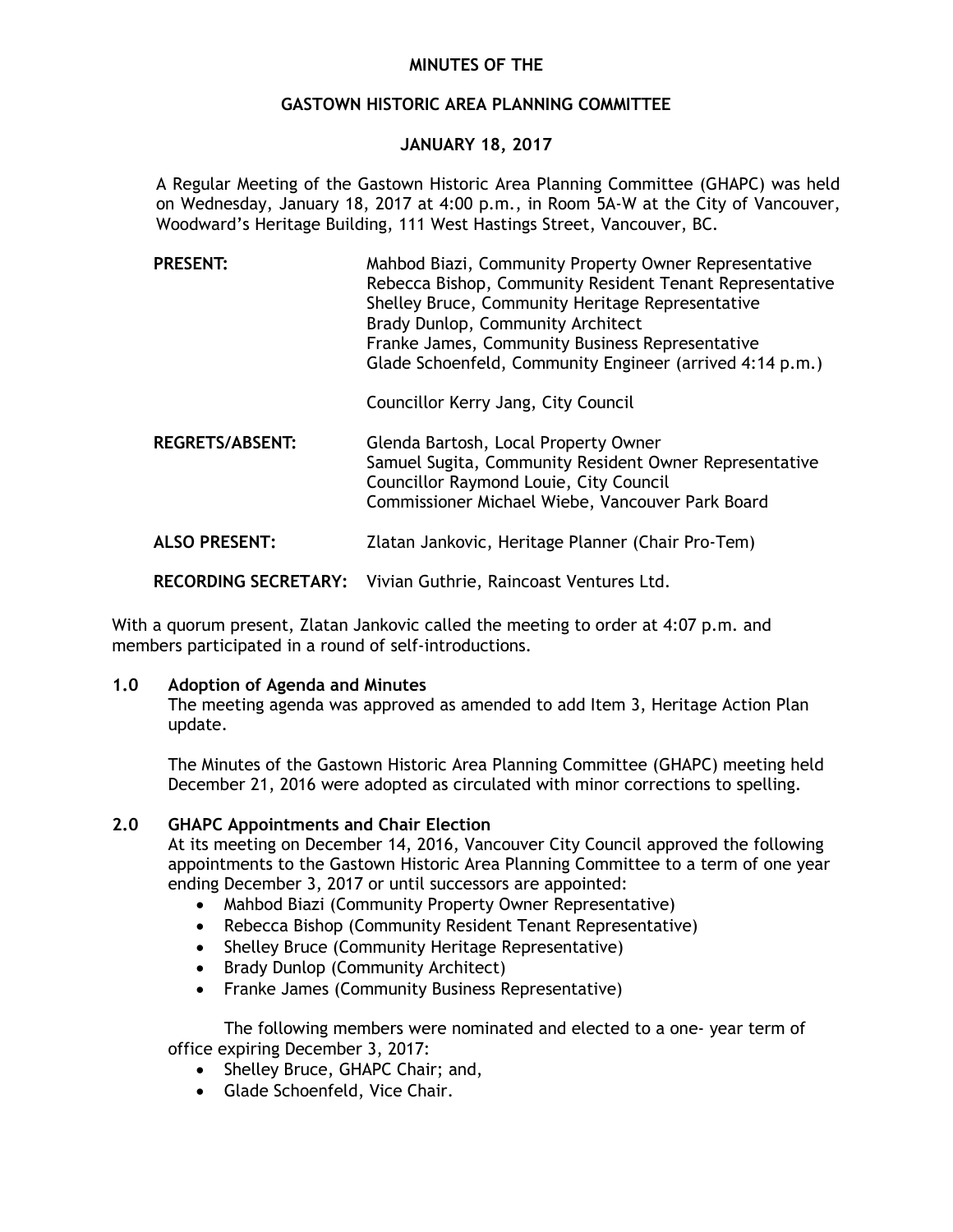**MINUTES OF THE**

**GASTOWN HISTORIC AREA PLANNING COMMITTEE**

**JANUARY 18, 2017**

A Regular Meeting of the Gastown Historic Area Planning Committee (GHAPC) was held on Wednesday, January 18, 2017 at 4:00 p.m., in Room 5A-W at the City of Vancouver, Woodward's Heritage Building, 111 West Hastings Street, Vancouver, BC.

**PRESENT:**
Mahbod Biazi, Community Property Owner Representative
Rebecca Bishop, Community Resident Tenant Representative
Shelley Bruce, Community Heritage Representative
Brady Dunlop, Community Architect
Franke James, Community Business Representative
Glade Schoenfeld, Community Engineer (arrived 4:14 p.m.)

Councillor Kerry Jang, City Council

**REGRETS/ABSENT:**
Glenda Bartosh, Local Property Owner
Samuel Sugita, Community Resident Owner Representative
Councillor Raymond Louie, City Council
Commissioner Michael Wiebe, Vancouver Park Board

**ALSO PRESENT:** Zlatan Jankovic, Heritage Planner (Chair Pro-Tem)

**RECORDING SECRETARY:** Vivian Guthrie, Raincoast Ventures Ltd.

With a quorum present, Zlatan Jankovic called the meeting to order at 4:07 p.m. and members participated in a round of self-introductions.

## 1.0 Adoption of Agenda and Minutes

The meeting agenda was approved as amended to add Item 3, Heritage Action Plan update.

The Minutes of the Gastown Historic Area Planning Committee (GHAPC) meeting held December 21, 2016 were adopted as circulated with minor corrections to spelling.

## 2.0 GHAPC Appointments and Chair Election

At its meeting on December 14, 2016, Vancouver City Council approved the following appointments to the Gastown Historic Area Planning Committee to a term of one year ending December 3, 2017 or until successors are appointed:

- Mahbod Biazi (Community Property Owner Representative)
- Rebecca Bishop (Community Resident Tenant Representative)
- Shelley Bruce (Community Heritage Representative)
- Brady Dunlop (Community Architect)
- Franke James (Community Business Representative)

The following members were nominated and elected to a one- year term of office expiring December 3, 2017:

- Shelley Bruce, GHAPC Chair; and,
- Glade Schoenfeld, Vice Chair.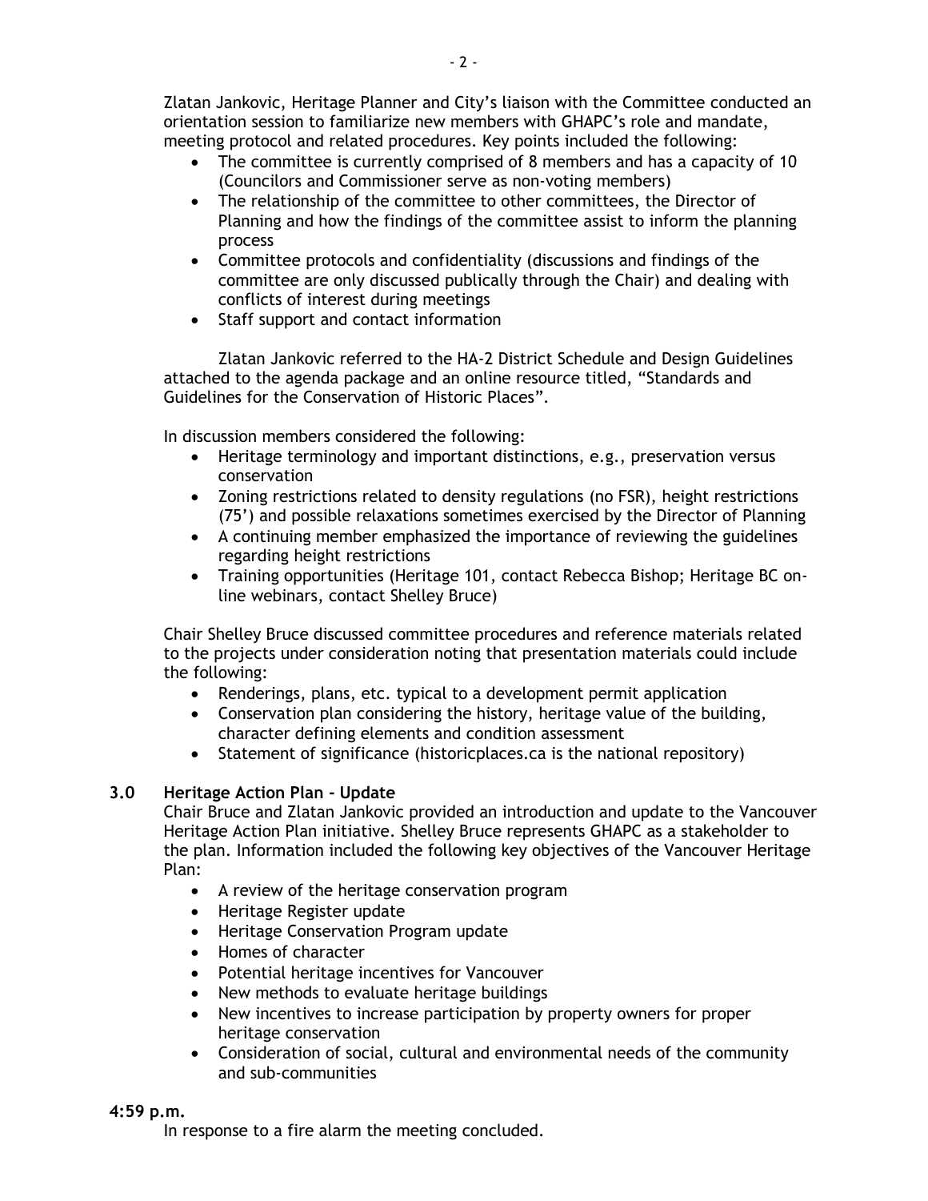Zlatan Jankovic, Heritage Planner and City's liaison with the Committee conducted an orientation session to familiarize new members with GHAPC's role and mandate, meeting protocol and related procedures. Key points included the following:

- The committee is currently comprised of 8 members and has a capacity of 10 (Councilors and Commissioner serve as non-voting members)
- The relationship of the committee to other committees, the Director of Planning and how the findings of the committee assist to inform the planning process
- Committee protocols and confidentiality (discussions and findings of the committee are only discussed publically through the Chair) and dealing with conflicts of interest during meetings
- Staff support and contact information

Zlatan Jankovic referred to the HA-2 District Schedule and Design Guidelines attached to the agenda package and an online resource titled, "Standards and Guidelines for the Conservation of Historic Places".

In discussion members considered the following:

- Heritage terminology and important distinctions, e.g., preservation versus conservation
- Zoning restrictions related to density regulations (no FSR), height restrictions (75') and possible relaxations sometimes exercised by the Director of Planning
- A continuing member emphasized the importance of reviewing the guidelines regarding height restrictions
- Training opportunities (Heritage 101, contact Rebecca Bishop; Heritage BC on-line webinars, contact Shelley Bruce)

Chair Shelley Bruce discussed committee procedures and reference materials related to the projects under consideration noting that presentation materials could include the following:

- Renderings, plans, etc. typical to a development permit application
- Conservation plan considering the history, heritage value of the building, character defining elements and condition assessment
- Statement of significance (historicplaces.ca is the national repository)

**3.0 Heritage Action Plan - Update**

Chair Bruce and Zlatan Jankovic provided an introduction and update to the Vancouver Heritage Action Plan initiative. Shelley Bruce represents GHAPC as a stakeholder to the plan. Information included the following key objectives of the Vancouver Heritage Plan:

- A review of the heritage conservation program
- Heritage Register update
- Heritage Conservation Program update
- Homes of character
- Potential heritage incentives for Vancouver
- New methods to evaluate heritage buildings
- New incentives to increase participation by property owners for proper heritage conservation
- Consideration of social, cultural and environmental needs of the community and sub-communities

**4:59 p.m.**

In response to a fire alarm the meeting concluded.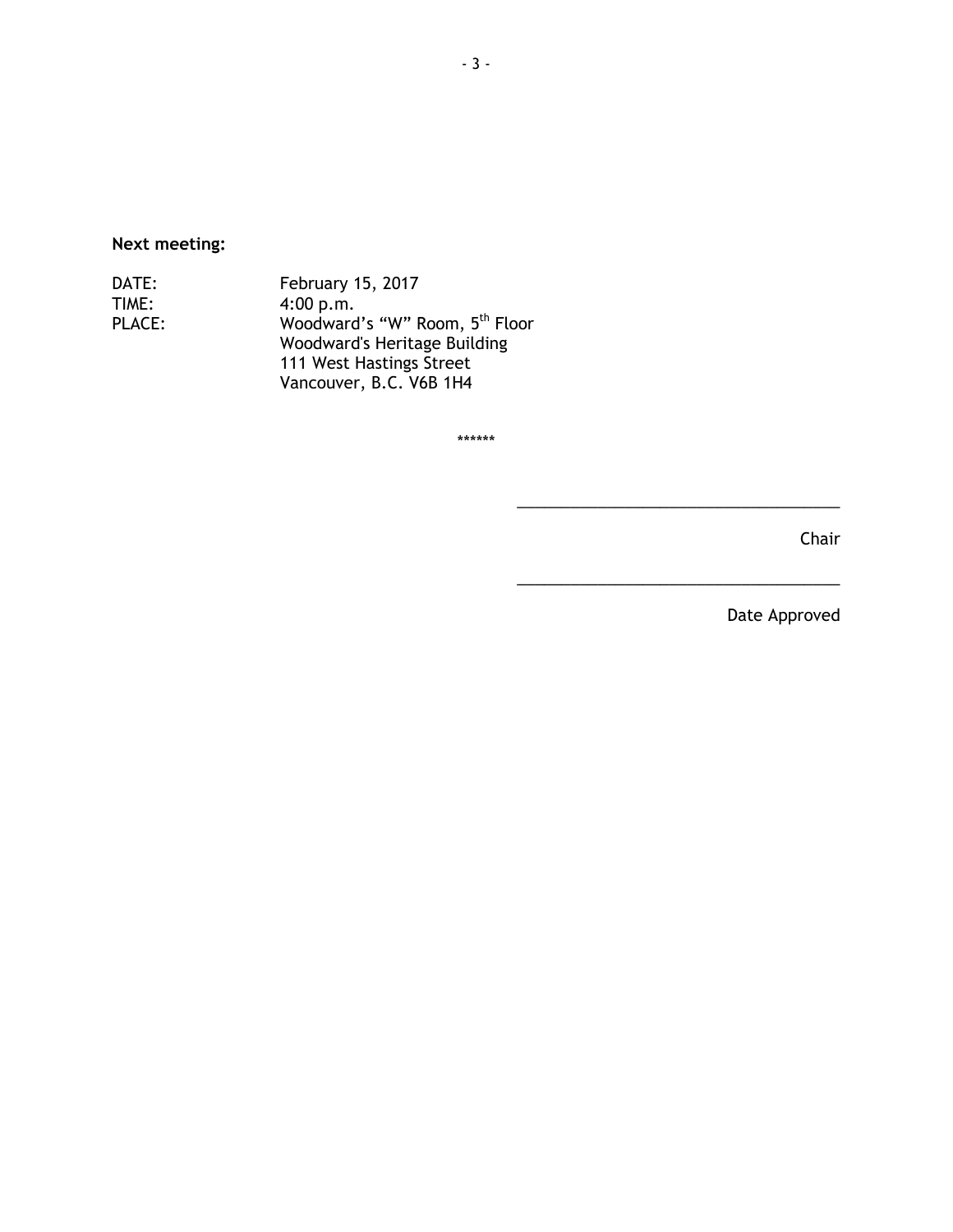**Next meeting:**

| | |
|---|---|
| DATE: | February 15, 2017 |
| TIME: | 4:00 p.m. |
| PLACE: | Woodward's "W" Room, 5th Floor<br>Woodward's Heritage Building<br>111 West Hastings Street<br>Vancouver, B.C. V6B 1H4 |

******

\_\_\_\_\_\_\_\_\_\_\_\_\_\_\_\_\_\_\_\_\_\_\_\_\_\_\_\_\_\_\_\_\_\_\_\_

Chair

\_\_\_\_\_\_\_\_\_\_\_\_\_\_\_\_\_\_\_\_\_\_\_\_\_\_\_\_\_\_\_\_\_\_\_\_

Date Approved